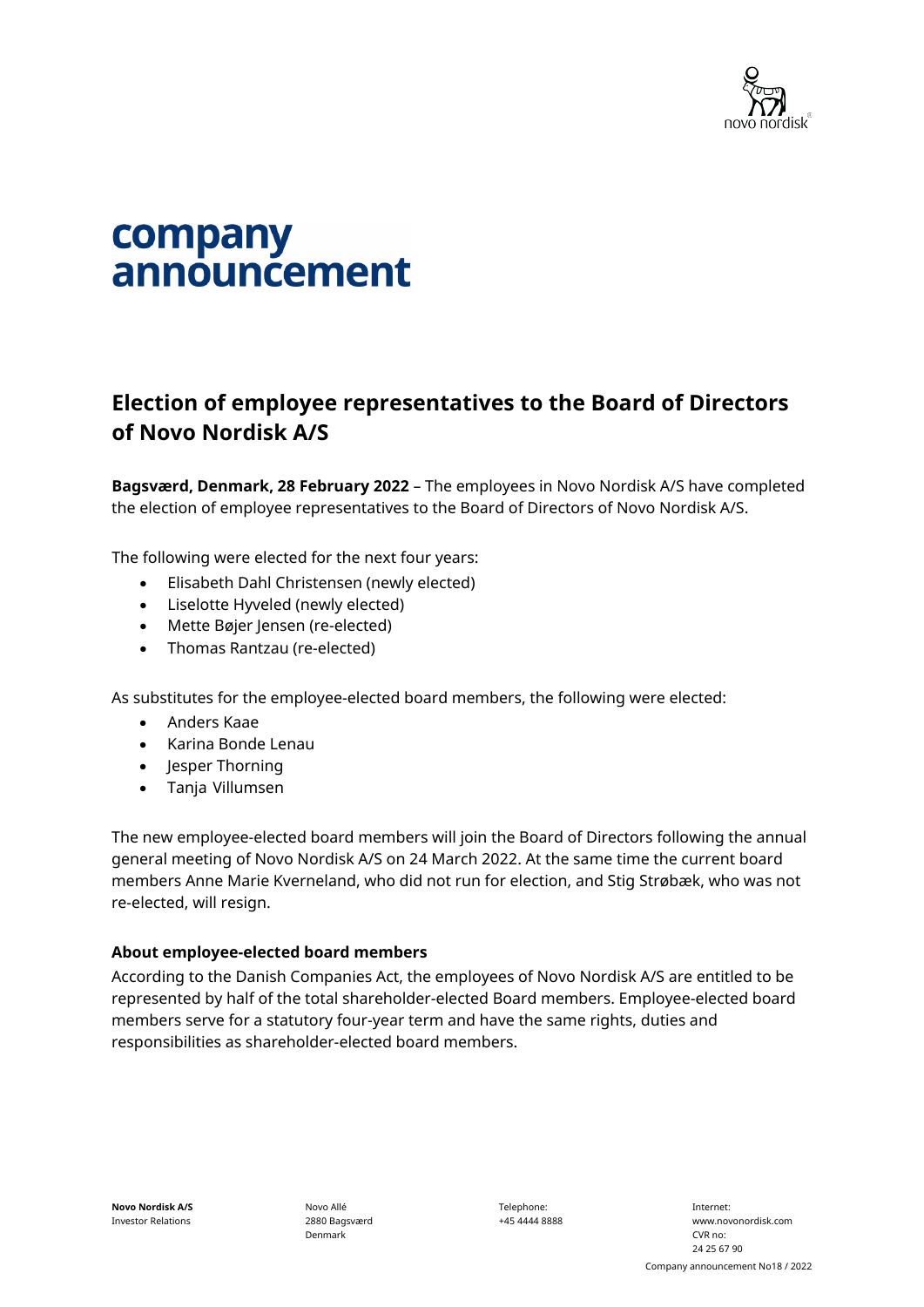# company announcement

## Election of employee representatives to the Board of Directors of Novo Nordisk A/S

**Bagsværd, Denmark, 28 February 2022** – The employees in Novo Nordisk A/S have completed the election of employee representatives to the Board of Directors of Novo Nordisk A/S.

The following were elected for the next four years:

- Elisabeth Dahl Christensen (newly elected)
- Liselotte Hyveled (newly elected)
- Mette Bøjer Jensen (re-elected)
- Thomas Rantzau (re-elected)

As substitutes for the employee-elected board members, the following were elected:

- Anders Kaae
- Karina Bonde Lenau
- Jesper Thorning
- Tanja Villumsen

The new employee-elected board members will join the Board of Directors following the annual general meeting of Novo Nordisk A/S on 24 March 2022. At the same time the current board members Anne Marie Kverneland, who did not run for election, and Stig Strøbæk, who was not re-elected, will resign.

**About employee-elected board members**

According to the Danish Companies Act, the employees of Novo Nordisk A/S are entitled to be represented by half of the total shareholder-elected Board members. Employee-elected board members serve for a statutory four-year term and have the same rights, duties and responsibilities as shareholder-elected board members.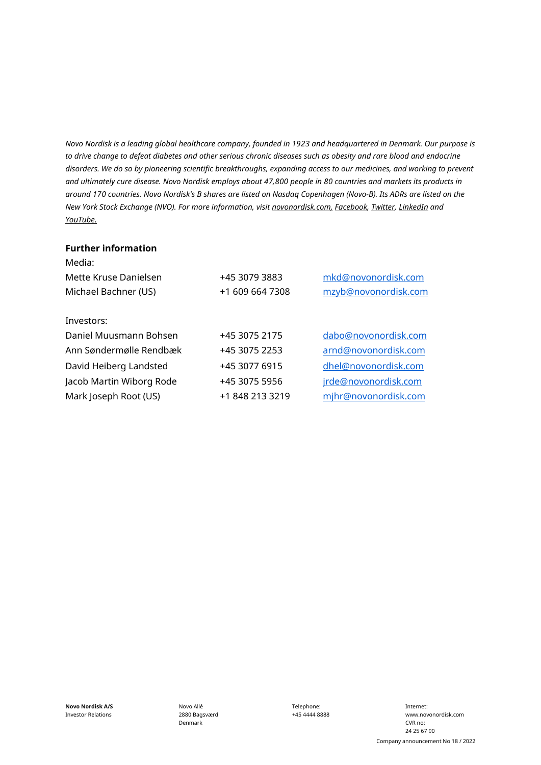*Novo Nordisk is a leading global healthcare company, founded in 1923 and headquartered in Denmark. Our purpose is to drive change to defeat diabetes and other serious chronic diseases such as obesity and rare blood and endocrine disorders. We do so by pioneering scientific breakthroughs, expanding access to our medicines, and working to prevent and ultimately cure disease. Novo Nordisk employs about 47,800 people in 80 countries and markets its products in around 170 countries. Novo Nordisk's B shares are listed on Nasdaq Copenhagen (Novo-B). Its ADRs are listed on the New York Stock Exchange (NVO). For more information, visit novonordisk.com, Facebook, Twitter, LinkedIn and YouTube.*

**Further information**

Media:

| | | |
|---|---|---|
| Mette Kruse Danielsen | +45 3079 3883 | mkd@novonordisk.com |
| Michael Bachner (US) | +1 609 664 7308 | mzyb@novonordisk.com |

Investors:

| | | |
|---|---|---|
| Daniel Muusmann Bohsen | +45 3075 2175 | dabo@novonordisk.com |
| Ann Søndermølle Rendbæk | +45 3075 2253 | arnd@novonordisk.com |
| David Heiberg Landsted | +45 3077 6915 | dhel@novonordisk.com |
| Jacob Martin Wiborg Rode | +45 3075 5956 | jrde@novonordisk.com |
| Mark Joseph Root (US) | +1 848 213 3219 | mjhr@novonordisk.com |

**Novo Nordisk A/S**
Investor Relations

Novo Allé
2880 Bagsværd
Denmark

Telephone:
+45 4444 8888

Internet:
www.novonordisk.com
CVR no:
24 25 67 90

Company announcement No 18 / 2022